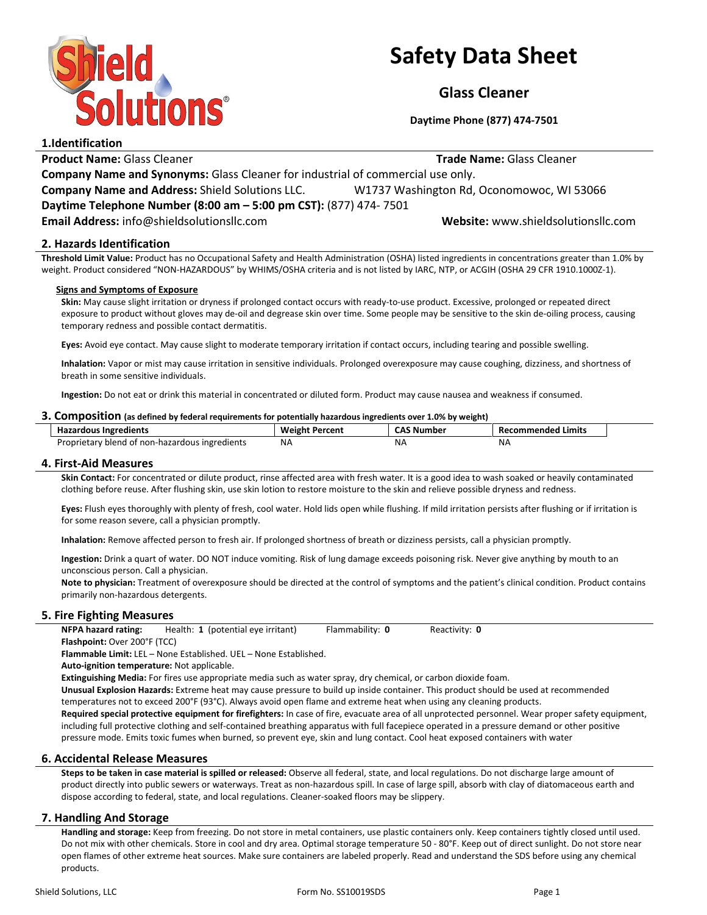# Safety Data Sheet

## Glass Cleaner

**Daytime Phone (877) 474-7501**

## 1.Identification

**Product Name:** Glass Cleaner **Trade Name:** Glass Cleaner

**Company Name and Synonyms:** Glass Cleaner for industrial of commercial use only.

**Company Name and Address:** Shield Solutions LLC. W1737 Washington Rd, Oconomowoc, WI 53066

**Daytime Telephone Number (8:00 am – 5:00 pm CST):** (877) 474- 7501

**Email Address:** info@shieldsolutionsllc.com **Website:** www.shieldsolutionsllc.com

## 2. Hazards Identification

**Threshold Limit Value:** Product has no Occupational Safety and Health Administration (OSHA) listed ingredients in concentrations greater than 1.0% by weight. Product considered "NON-HAZARDOUS" by WHIMS/OSHA criteria and is not listed by IARC, NTP, or ACGIH (OSHA 29 CFR 1910.1000Z-1).

### Signs and Symptoms of Exposure

**Skin:** May cause slight irritation or dryness if prolonged contact occurs with ready-to-use product. Excessive, prolonged or repeated direct exposure to product without gloves may de-oil and degrease skin over time. Some people may be sensitive to the skin de-oiling process, causing temporary redness and possible contact dermatitis.

**Eyes:** Avoid eye contact. May cause slight to moderate temporary irritation if contact occurs, including tearing and possible swelling.

**Inhalation:** Vapor or mist may cause irritation in sensitive individuals. Prolonged overexposure may cause coughing, dizziness, and shortness of breath in some sensitive individuals.

**Ingestion:** Do not eat or drink this material in concentrated or diluted form. Product may cause nausea and weakness if consumed.

## 3. Composition (as defined by federal requirements for potentially hazardous ingredients over 1.0% by weight)

| Hazardous Ingredients | Weight Percent | CAS Number | Recommended Limits |
| --- | --- | --- | --- |
| Proprietary blend of non-hazardous ingredients | NA | NA | NA |

## 4. First-Aid Measures

**Skin Contact:** For concentrated or dilute product, rinse affected area with fresh water. It is a good idea to wash soaked or heavily contaminated clothing before reuse. After flushing skin, use skin lotion to restore moisture to the skin and relieve possible dryness and redness.

**Eyes:** Flush eyes thoroughly with plenty of fresh, cool water. Hold lids open while flushing. If mild irritation persists after flushing or if irritation is for some reason severe, call a physician promptly.

**Inhalation:** Remove affected person to fresh air. If prolonged shortness of breath or dizziness persists, call a physician promptly.

**Ingestion:** Drink a quart of water. DO NOT induce vomiting. Risk of lung damage exceeds poisoning risk. Never give anything by mouth to an unconscious person. Call a physician.

**Note to physician:** Treatment of overexposure should be directed at the control of symptoms and the patient's clinical condition. Product contains primarily non-hazardous detergents.

## 5. Fire Fighting Measures

**NFPA hazard rating:** Health: **1** (potential eye irritant) Flammability: **0** Reactivity: **0**

**Flashpoint:** Over 200°F (TCC)

**Flammable Limit:** LEL – None Established. UEL – None Established.

**Auto-ignition temperature:** Not applicable.

**Extinguishing Media:** For fires use appropriate media such as water spray, dry chemical, or carbon dioxide foam.

**Unusual Explosion Hazards:** Extreme heat may cause pressure to build up inside container. This product should be used at recommended temperatures not to exceed 200°F (93°C). Always avoid open flame and extreme heat when using any cleaning products.

**Required special protective equipment for firefighters:** In case of fire, evacuate area of all unprotected personnel. Wear proper safety equipment, including full protective clothing and self-contained breathing apparatus with full facepiece operated in a pressure demand or other positive pressure mode. Emits toxic fumes when burned, so prevent eye, skin and lung contact. Cool heat exposed containers with water

## 6. Accidental Release Measures

**Steps to be taken in case material is spilled or released:** Observe all federal, state, and local regulations. Do not discharge large amount of product directly into public sewers or waterways. Treat as non-hazardous spill. In case of large spill, absorb with clay of diatomaceous earth and dispose according to federal, state, and local regulations. Cleaner-soaked floors may be slippery.

## 7. Handling And Storage

**Handling and storage:** Keep from freezing. Do not store in metal containers, use plastic containers only. Keep containers tightly closed until used. Do not mix with other chemicals. Store in cool and dry area. Optimal storage temperature 50 - 80°F. Keep out of direct sunlight. Do not store near open flames of other extreme heat sources. Make sure containers are labeled properly. Read and understand the SDS before using any chemical products.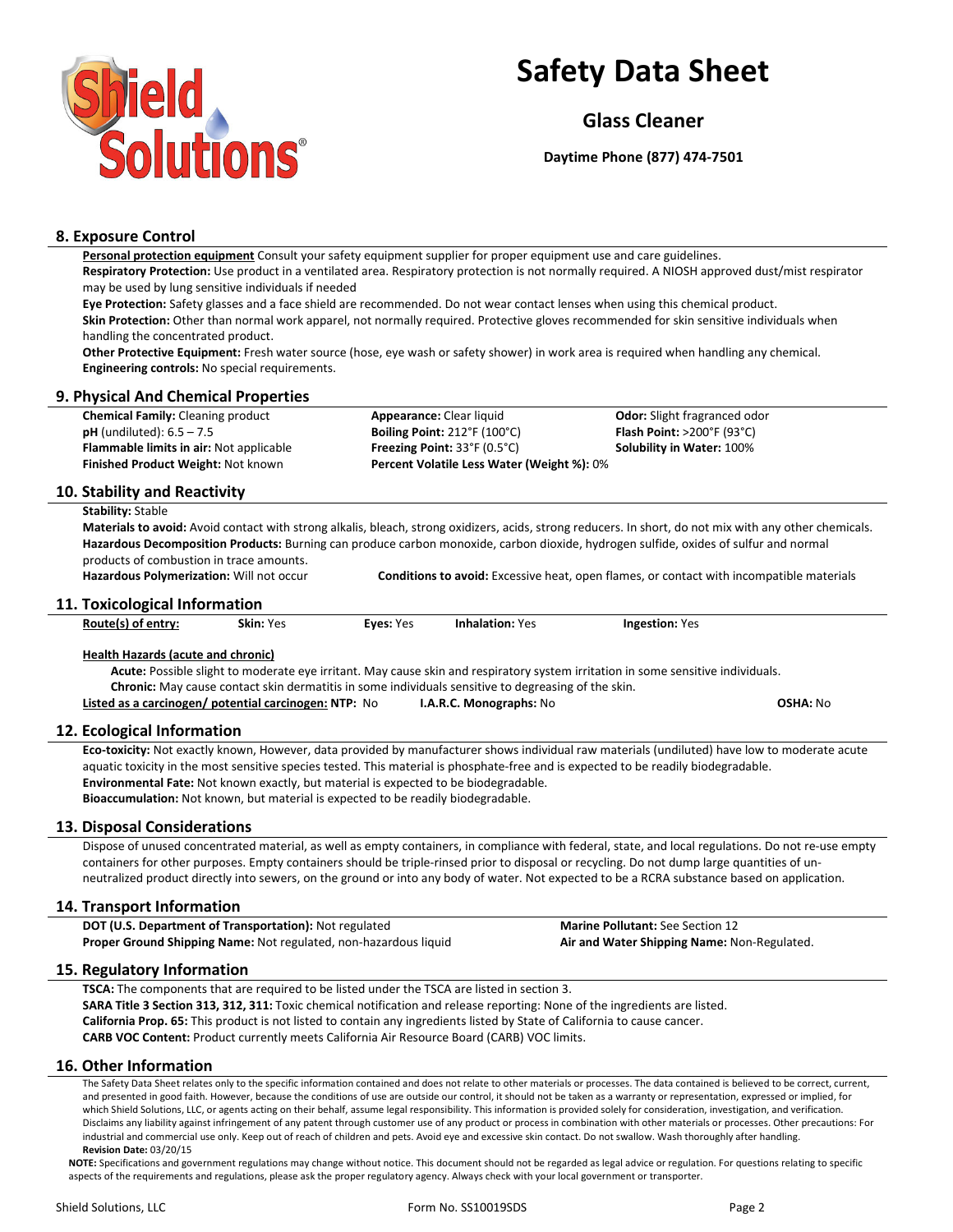# Safety Data Sheet

## Glass Cleaner

**Daytime Phone (877) 474-7501**

## 8. Exposure Control

**Personal protection equipment** Consult your safety equipment supplier for proper equipment use and care guidelines.

**Respiratory Protection:** Use product in a ventilated area. Respiratory protection is not normally required. A NIOSH approved dust/mist respirator may be used by lung sensitive individuals if needed

**Eye Protection:** Safety glasses and a face shield are recommended. Do not wear contact lenses when using this chemical product.

**Skin Protection:** Other than normal work apparel, not normally required. Protective gloves recommended for skin sensitive individuals when handling the concentrated product.

**Other Protective Equipment:** Fresh water source (hose, eye wash or safety shower) in work area is required when handling any chemical.

**Engineering controls:** No special requirements.

## 9. Physical And Chemical Properties

| | | |
|---|---|---|
| **Chemical Family:** Cleaning product | **Appearance:** Clear liquid | **Odor:** Slight fragranced odor |
| **pH** (undiluted): 6.5 – 7.5 | **Boiling Point:** 212°F (100°C) | **Flash Point:** >200°F (93°C) |
| **Flammable limits in air:** Not applicable | **Freezing Point:** 33°F (0.5°C) | **Solubility in Water:** 100% |
| **Finished Product Weight:** Not known | **Percent Volatile Less Water (Weight %):** 0% | |

## 10. Stability and Reactivity

**Stability:** Stable

**Materials to avoid:** Avoid contact with strong alkalis, bleach, strong oxidizers, acids, strong reducers. In short, do not mix with any other chemicals.

**Hazardous Decomposition Products:** Burning can produce carbon monoxide, carbon dioxide, hydrogen sulfide, oxides of sulfur and normal products of combustion in trace amounts.

**Hazardous Polymerization:** Will not occur

**Conditions to avoid:** Excessive heat, open flames, or contact with incompatible materials

## 11. Toxicological Information

**Route(s) of entry:** **Skin:** Yes **Eyes:** Yes **Inhalation:** Yes **Ingestion:** Yes

**Health Hazards (acute and chronic)**

**Acute:** Possible slight to moderate eye irritant. May cause skin and respiratory system irritation in some sensitive individuals.

**Chronic:** May cause contact skin dermatitis in some individuals sensitive to degreasing of the skin.

**Listed as a carcinogen/ potential carcinogen:** **NTP:** No **I.A.R.C. Monographs:** No **OSHA:** No

## 12. Ecological Information

**Eco-toxicity:** Not exactly known, However, data provided by manufacturer shows individual raw materials (undiluted) have low to moderate acute aquatic toxicity in the most sensitive species tested. This material is phosphate-free and is expected to be readily biodegradable.

**Environmental Fate:** Not known exactly, but material is expected to be biodegradable.

**Bioaccumulation:** Not known, but material is expected to be readily biodegradable.

## 13. Disposal Considerations

Dispose of unused concentrated material, as well as empty containers, in compliance with federal, state, and local regulations. Do not re-use empty containers for other purposes. Empty containers should be triple-rinsed prior to disposal or recycling. Do not dump large quantities of un-neutralized product directly into sewers, on the ground or into any body of water. Not expected to be a RCRA substance based on application.

## 14. Transport Information

**DOT (U.S. Department of Transportation):** Not regulated

**Proper Ground Shipping Name:** Not regulated, non-hazardous liquid

**Marine Pollutant:** See Section 12

**Air and Water Shipping Name:** Non-Regulated.

## 15. Regulatory Information

**TSCA:** The components that are required to be listed under the TSCA are listed in section 3.

**SARA Title 3 Section 313, 312, 311:** Toxic chemical notification and release reporting: None of the ingredients are listed.

**California Prop. 65:** This product is not listed to contain any ingredients listed by State of California to cause cancer.

**CARB VOC Content:** Product currently meets California Air Resource Board (CARB) VOC limits.

## 16. Other Information

The Safety Data Sheet relates only to the specific information contained and does not relate to other materials or processes. The data contained is believed to be correct, current, and presented in good faith. However, because the conditions of use are outside our control, it should not be taken as a warranty or representation, expressed or implied, for which Shield Solutions, LLC, or agents acting on their behalf, assume legal responsibility. This information is provided solely for consideration, investigation, and verification. Disclaims any liability against infringement of any patent through customer use of any product or process in combination with other materials or processes. Other precautions: For industrial and commercial use only. Keep out of reach of children and pets. Avoid eye and excessive skin contact. Do not swallow. Wash thoroughly after handling.

**Revision Date:** 03/20/15

**NOTE:** Specifications and government regulations may change without notice. This document should not be regarded as legal advice or regulation. For questions relating to specific aspects of the requirements and regulations, please ask the proper regulatory agency. Always check with your local government or transporter.

Shield Solutions, LLC Form No. SS10019SDS